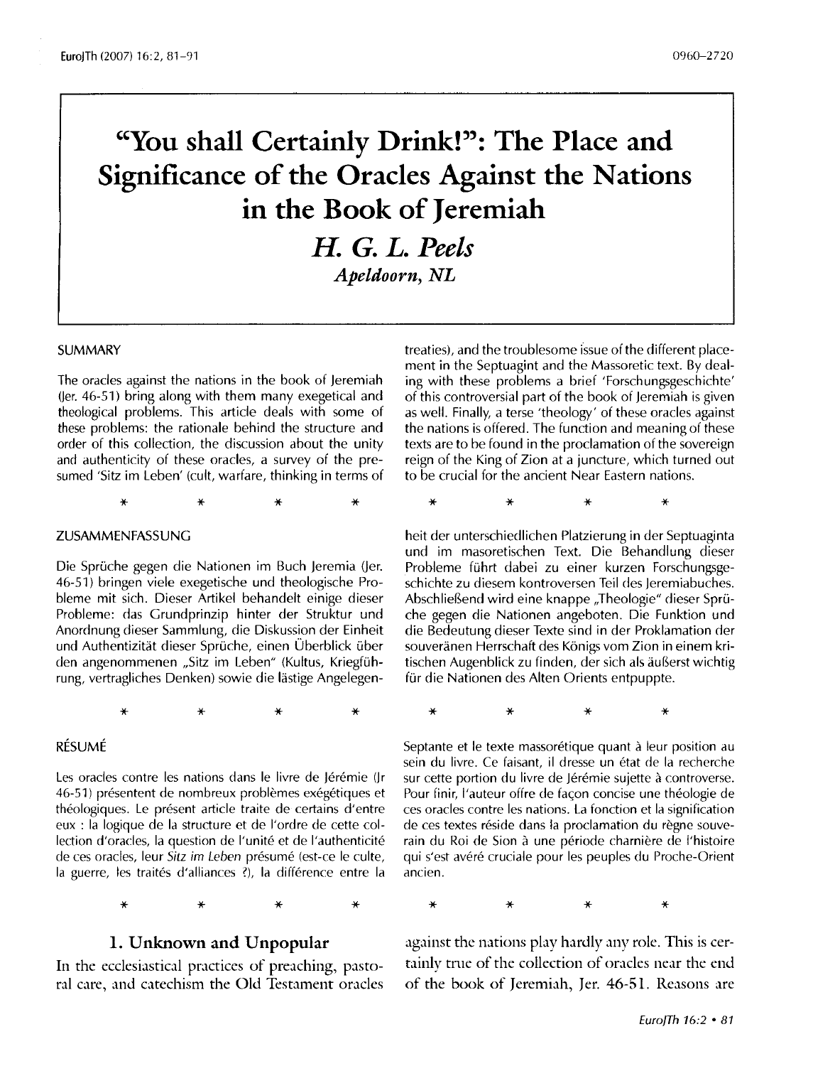# "You shall Certainly Drink!": The Place and Significance of the Oracles Against the Nations in the Book of Jeremiah

***H. G. L. Peels***
***Apeldoorn, NL***

## SUMMARY

The oracles against the nations in the book of Jeremiah (Jer. 46-51) bring along with them many exegetical and theological problems. This article deals with some of these problems: the rationale behind the structure and order of this collection, the discussion about the unity and authenticity of these oracles, a survey of the presumed 'Sitz im Leben' (cult, warfare, thinking in terms of treaties), and the troublesome issue of the different placement in the Septuagint and the Massoretic text. By dealing with these problems a brief 'Forschungsgeschichte' of this controversial part of the book of Jeremiah is given as well. Finally, a terse 'theology' of these oracles against the nations is offered. The function and meaning of these texts are to be found in the proclamation of the sovereign reign of the King of Zion at a juncture, which turned out to be crucial for the ancient Near Eastern nations.

\* \* \* \* \* \* \* \*

## ZUSAMMENFASSUNG

Die Sprüche gegen die Nationen im Buch Jeremia (Jer. 46-51) bringen viele exegetische und theologische Probleme mit sich. Dieser Artikel behandelt einige dieser Probleme: das Grundprinzip hinter der Struktur und Anordnung dieser Sammlung, die Diskussion der Einheit und Authentizität dieser Sprüche, einen Überblick über den angenommenen „Sitz im Leben" (Kultus, Kriegführung, vertragliches Denken) sowie die lästige Angelegenheit der unterschiedlichen Platzierung in der Septuaginta und im masoretischen Text. Die Behandlung dieser Probleme führt dabei zu einer kurzen Forschungsgeschichte zu diesem kontroversen Teil des Jeremiabuches. Abschließend wird eine knappe „Theologie" dieser Sprüche gegen die Nationen angeboten. Die Funktion und die Bedeutung dieser Texte sind in der Proklamation der souveränen Herrschaft des Königs vom Zion in einem kritischen Augenblick zu finden, der sich als äußerst wichtig für die Nationen des Alten Orients entpuppte.

\* \* \* \* \* \* \* \*

## RÉSUMÉ

Les oracles contre les nations dans le livre de Jérémie (Jr 46-51) présentent de nombreux problèmes exégétiques et théologiques. Le présent article traite de certains d'entre eux : la logique de la structure et de l'ordre de cette collection d'oracles, la question de l'unité et de l'authenticité de ces oracles, leur *Sitz im Leben* présumé (est-ce le culte, la guerre, les traités d'alliances ?), la différence entre la Septante et le texte massorétique quant à leur position au sein du livre. Ce faisant, il dresse un état de la recherche sur cette portion du livre de Jérémie sujette à controverse. Pour finir, l'auteur offre de façon concise une théologie de ces oracles contre les nations. La fonction et la signification de ces textes réside dans la proclamation du règne souverain du Roi de Sion à une période charnière de l'histoire qui s'est avéré cruciale pour les peuples du Proche-Orient ancien.

\* \* \* \* \* \* \* \*

## 1. Unknown and Unpopular

In the ecclesiastical practices of preaching, pastoral care, and catechism the Old Testament oracles against the nations play hardly any role. This is certainly true of the collection of oracles near the end of the book of Jeremiah, Jer. 46-51. Reasons are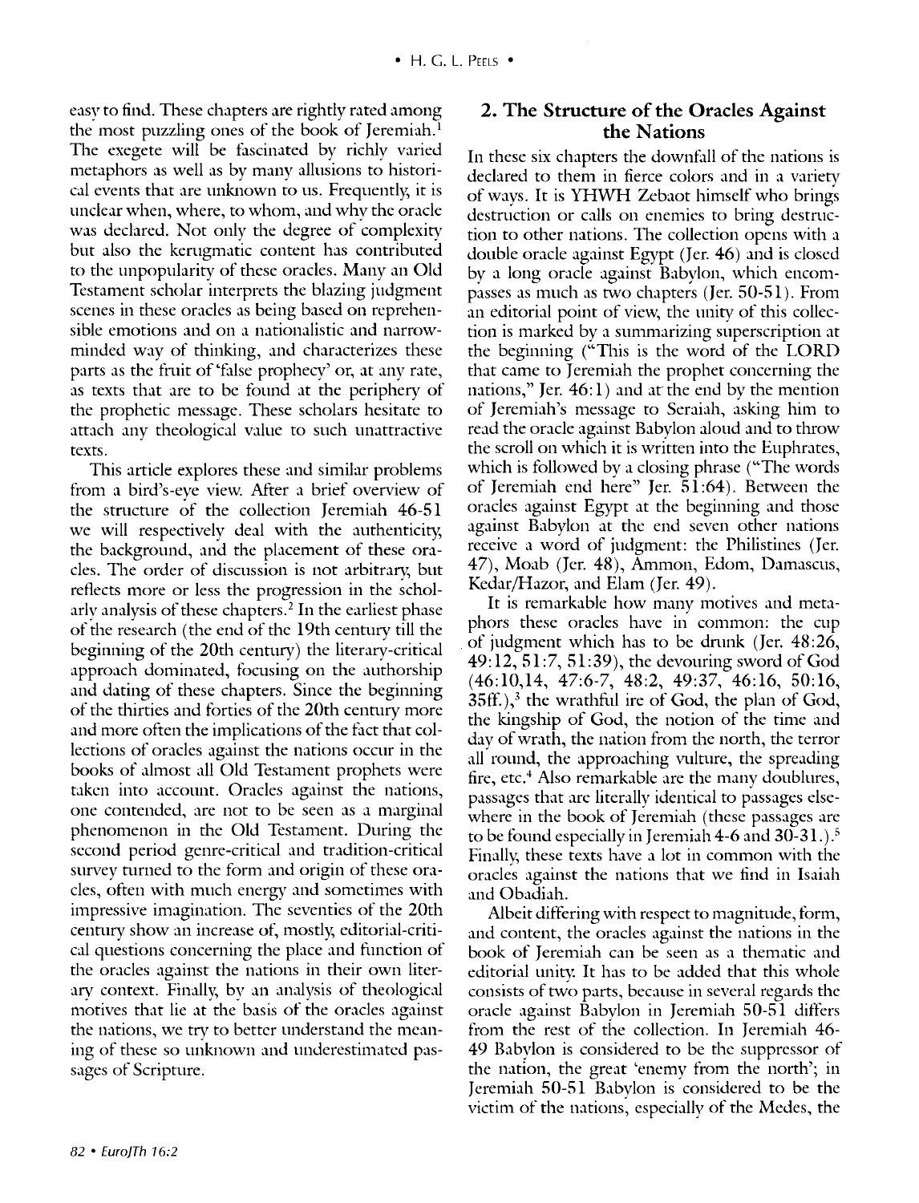easy to find. These chapters are rightly rated among the most puzzling ones of the book of Jeremiah.[1] The exegete will be fascinated by richly varied metaphors as well as by many allusions to historical events that are unknown to us. Frequently, it is unclear when, where, to whom, and why the oracle was declared. Not only the degree of complexity but also the kerugmatic content has contributed to the unpopularity of these oracles. Many an Old Testament scholar interprets the blazing judgment scenes in these oracles as being based on reprehensible emotions and on a nationalistic and narrow-minded way of thinking, and characterizes these parts as the fruit of 'false prophecy' or, at any rate, as texts that are to be found at the periphery of the prophetic message. These scholars hesitate to attach any theological value to such unattractive texts.

This article explores these and similar problems from a bird's-eye view. After a brief overview of the structure of the collection Jeremiah 46-51 we will respectively deal with the authenticity, the background, and the placement of these oracles. The order of discussion is not arbitrary, but reflects more or less the progression in the scholarly analysis of these chapters.[2] In the earliest phase of the research (the end of the 19th century till the beginning of the 20th century) the literary-critical approach dominated, focusing on the authorship and dating of these chapters. Since the beginning of the thirties and forties of the 20th century more and more often the implications of the fact that collections of oracles against the nations occur in the books of almost all Old Testament prophets were taken into account. Oracles against the nations, one contended, are not to be seen as a marginal phenomenon in the Old Testament. During the second period genre-critical and tradition-critical survey turned to the form and origin of these oracles, often with much energy and sometimes with impressive imagination. The seventies of the 20th century show an increase of, mostly, editorial-critical questions concerning the place and function of the oracles against the nations in their own literary context. Finally, by an analysis of theological motives that lie at the basis of the oracles against the nations, we try to better understand the meaning of these so unknown and underestimated passages of Scripture.

## 2. The Structure of the Oracles Against the Nations

In these six chapters the downfall of the nations is declared to them in fierce colors and in a variety of ways. It is YHWH Zebaot himself who brings destruction or calls on enemies to bring destruction to other nations. The collection opens with a double oracle against Egypt (Jer. 46) and is closed by a long oracle against Babylon, which encompasses as much as two chapters (Jer. 50-51). From an editorial point of view, the unity of this collection is marked by a summarizing superscription at the beginning ("This is the word of the LORD that came to Jeremiah the prophet concerning the nations," Jer. 46:1) and at the end by the mention of Jeremiah's message to Seraiah, asking him to read the oracle against Babylon aloud and to throw the scroll on which it is written into the Euphrates, which is followed by a closing phrase ("The words of Jeremiah end here" Jer. 51:64). Between the oracles against Egypt at the beginning and those against Babylon at the end seven other nations receive a word of judgment: the Philistines (Jer. 47), Moab (Jer. 48), Ammon, Edom, Damascus, Kedar/Hazor, and Elam (Jer. 49).

It is remarkable how many motives and metaphors these oracles have in common: the cup of judgment which has to be drunk (Jer. 48:26, 49:12, 51:7, 51:39), the devouring sword of God (46:10,14, 47:6-7, 48:2, 49:37, 46:16, 50:16, 35ff.),[3] the wrathful ire of God, the plan of God, the kingship of God, the notion of the time and day of wrath, the nation from the north, the terror all round, the approaching vulture, the spreading fire, etc.[4] Also remarkable are the many doublures, passages that are literally identical to passages elsewhere in the book of Jeremiah (these passages are to be found especially in Jeremiah 4-6 and 30-31.).[5] Finally, these texts have a lot in common with the oracles against the nations that we find in Isaiah and Obadiah.

Albeit differing with respect to magnitude, form, and content, the oracles against the nations in the book of Jeremiah can be seen as a thematic and editorial unity. It has to be added that this whole consists of two parts, because in several regards the oracle against Babylon in Jeremiah 50-51 differs from the rest of the collection. In Jeremiah 46-49 Babylon is considered to be the suppressor of the nation, the great 'enemy from the north'; in Jeremiah 50-51 Babylon is considered to be the victim of the nations, especially of the Medes, the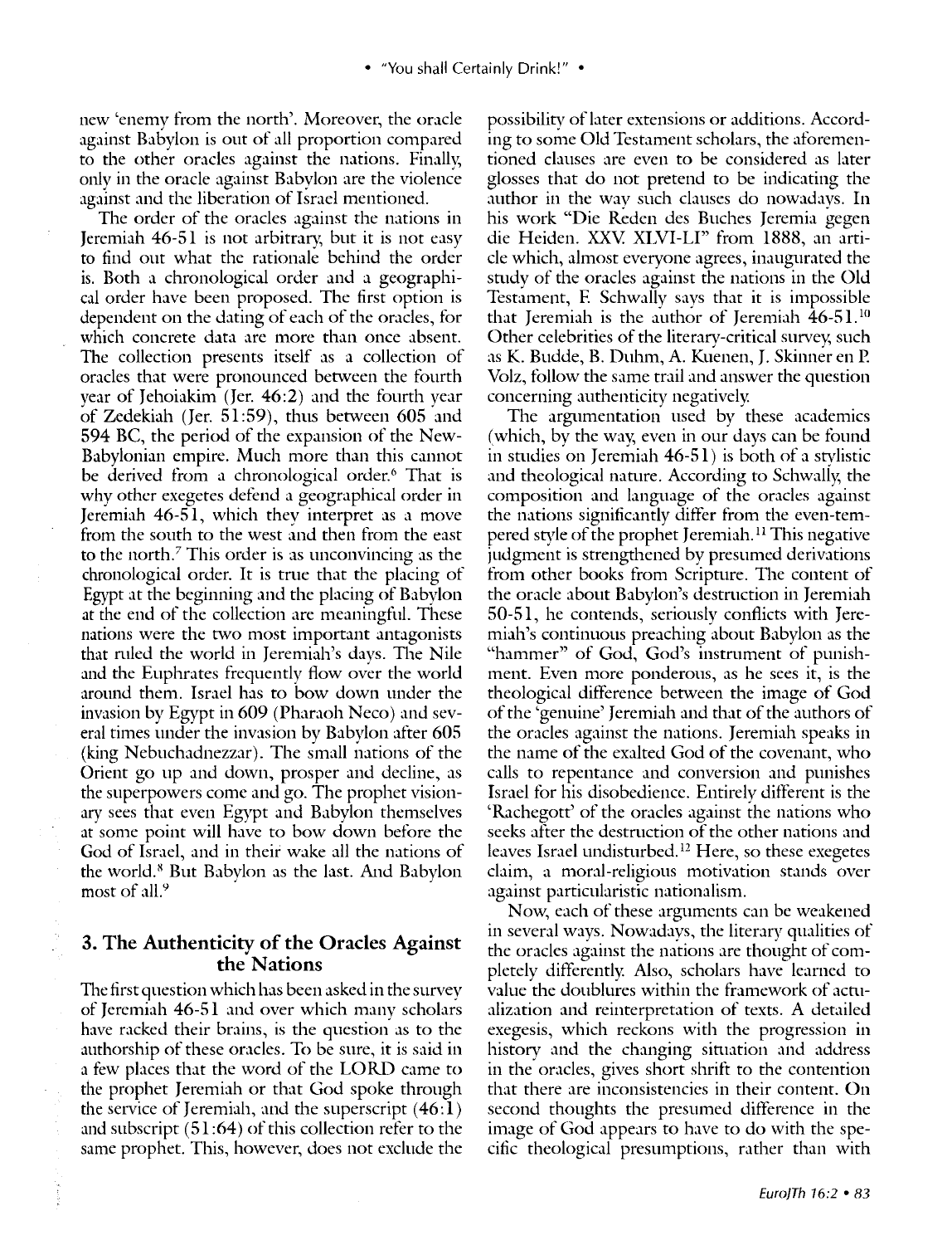new 'enemy from the north'. Moreover, the oracle against Babylon is out of all proportion compared to the other oracles against the nations. Finally, only in the oracle against Babylon are the violence against and the liberation of Israel mentioned.

The order of the oracles against the nations in Jeremiah 46-51 is not arbitrary, but it is not easy to find out what the rationale behind the order is. Both a chronological order and a geographical order have been proposed. The first option is dependent on the dating of each of the oracles, for which concrete data are more than once absent. The collection presents itself as a collection of oracles that were pronounced between the fourth year of Jehoiakim (Jer. 46:2) and the fourth year of Zedekiah (Jer. 51:59), thus between 605 and 594 BC, the period of the expansion of the New-Babylonian empire. Much more than this cannot be derived from a chronological order.[6] That is why other exegetes defend a geographical order in Jeremiah 46-51, which they interpret as a move from the south to the west and then from the east to the north.[7] This order is as unconvincing as the chronological order. It is true that the placing of Egypt at the beginning and the placing of Babylon at the end of the collection are meaningful. These nations were the two most important antagonists that ruled the world in Jeremiah's days. The Nile and the Euphrates frequently flow over the world around them. Israel has to bow down under the invasion by Egypt in 609 (Pharaoh Neco) and several times under the invasion by Babylon after 605 (king Nebuchadnezzar). The small nations of the Orient go up and down, prosper and decline, as the superpowers come and go. The prophet visionary sees that even Egypt and Babylon themselves at some point will have to bow down before the God of Israel, and in their wake all the nations of the world.[8] But Babylon as the last. And Babylon most of all.[9]

## 3. The Authenticity of the Oracles Against the Nations

The first question which has been asked in the survey of Jeremiah 46-51 and over which many scholars have racked their brains, is the question as to the authorship of these oracles. To be sure, it is said in a few places that the word of the LORD came to the prophet Jeremiah or that God spoke through the service of Jeremiah, and the superscript (46:1) and subscript (51:64) of this collection refer to the same prophet. This, however, does not exclude the possibility of later extensions or additions. According to some Old Testament scholars, the aforementioned clauses are even to be considered as later glosses that do not pretend to be indicating the author in the way such clauses do nowadays. In his work "Die Reden des Buches Jeremia gegen die Heiden. XXV. XLVI-LI" from 1888, an article which, almost everyone agrees, inaugurated the study of the oracles against the nations in the Old Testament, F. Schwally says that it is impossible that Jeremiah is the author of Jeremiah 46-51.[10] Other celebrities of the literary-critical survey, such as K. Budde, B. Duhm, A. Kuenen, J. Skinner en P. Volz, follow the same trail and answer the question concerning authenticity negatively.

The argumentation used by these academics (which, by the way, even in our days can be found in studies on Jeremiah 46-51) is both of a stylistic and theological nature. According to Schwally, the composition and language of the oracles against the nations significantly differ from the even-tempered style of the prophet Jeremiah.[11] This negative judgment is strengthened by presumed derivations from other books from Scripture. The content of the oracle about Babylon's destruction in Jeremiah 50-51, he contends, seriously conflicts with Jeremiah's continuous preaching about Babylon as the "hammer" of God, God's instrument of punishment. Even more ponderous, as he sees it, is the theological difference between the image of God of the 'genuine' Jeremiah and that of the authors of the oracles against the nations. Jeremiah speaks in the name of the exalted God of the covenant, who calls to repentance and conversion and punishes Israel for his disobedience. Entirely different is the 'Rachegott' of the oracles against the nations who seeks after the destruction of the other nations and leaves Israel undisturbed.[12] Here, so these exegetes claim, a moral-religious motivation stands over against particularistic nationalism.

Now, each of these arguments can be weakened in several ways. Nowadays, the literary qualities of the oracles against the nations are thought of completely differently. Also, scholars have learned to value the doublures within the framework of actualization and reinterpretation of texts. A detailed exegesis, which reckons with the progression in history and the changing situation and address in the oracles, gives short shrift to the contention that there are inconsistencies in their content. On second thoughts the presumed difference in the image of God appears to have to do with the specific theological presumptions, rather than with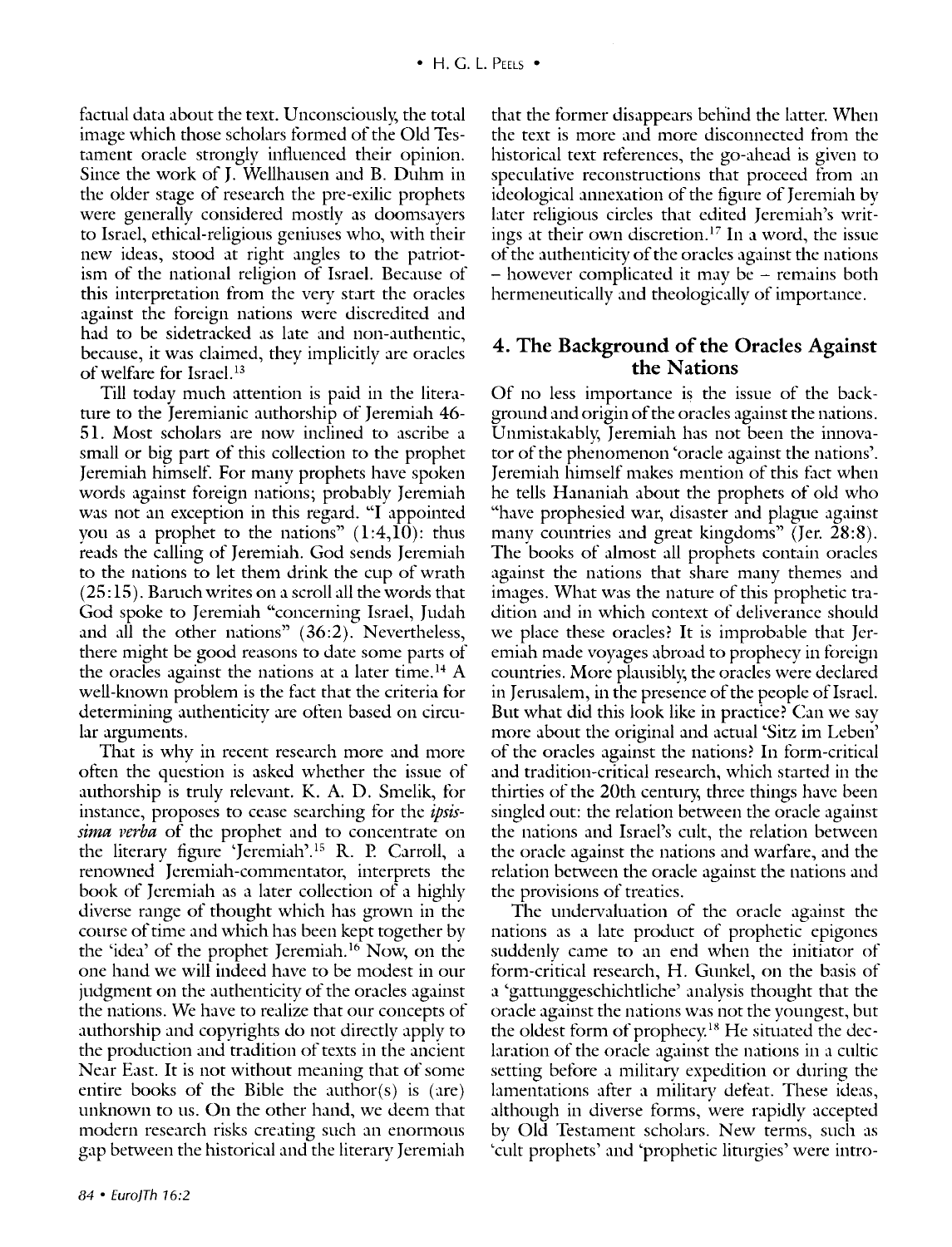factual data about the text. Unconsciously, the total image which those scholars formed of the Old Testament oracle strongly influenced their opinion. Since the work of J. Wellhausen and B. Duhm in the older stage of research the pre-exilic prophets were generally considered mostly as doomsayers to Israel, ethical-religious geniuses who, with their new ideas, stood at right angles to the patriotism of the national religion of Israel. Because of this interpretation from the very start the oracles against the foreign nations were discredited and had to be sidetracked as late and non-authentic, because, it was claimed, they implicitly are oracles of welfare for Israel.[13]

Till today much attention is paid in the literature to the Jeremianic authorship of Jeremiah 46-51. Most scholars are now inclined to ascribe a small or big part of this collection to the prophet Jeremiah himself. For many prophets have spoken words against foreign nations; probably Jeremiah was not an exception in this regard. "I appointed you as a prophet to the nations" (1:4,10): thus reads the calling of Jeremiah. God sends Jeremiah to the nations to let them drink the cup of wrath (25:15). Baruch writes on a scroll all the words that God spoke to Jeremiah "concerning Israel, Judah and all the other nations" (36:2). Nevertheless, there might be good reasons to date some parts of the oracles against the nations at a later time.[14] A well-known problem is the fact that the criteria for determining authenticity are often based on circular arguments.

That is why in recent research more and more often the question is asked whether the issue of authorship is truly relevant. K. A. D. Smelik, for instance, proposes to cease searching for the *ipsissima verba* of the prophet and to concentrate on the literary figure 'Jeremiah'.[15] R. P. Carroll, a renowned Jeremiah-commentator, interprets the book of Jeremiah as a later collection of a highly diverse range of thought which has grown in the course of time and which has been kept together by the 'idea' of the prophet Jeremiah.[16] Now, on the one hand we will indeed have to be modest in our judgment on the authenticity of the oracles against the nations. We have to realize that our concepts of authorship and copyrights do not directly apply to the production and tradition of texts in the ancient Near East. It is not without meaning that of some entire books of the Bible the author(s) is (are) unknown to us. On the other hand, we deem that modern research risks creating such an enormous gap between the historical and the literary Jeremiah that the former disappears behind the latter. When the text is more and more disconnected from the historical text references, the go-ahead is given to speculative reconstructions that proceed from an ideological annexation of the figure of Jeremiah by later religious circles that edited Jeremiah's writings at their own discretion.[17] In a word, the issue of the authenticity of the oracles against the nations – however complicated it may be – remains both hermeneutically and theologically of importance.

## 4. The Background of the Oracles Against the Nations

Of no less importance is the issue of the background and origin of the oracles against the nations. Unmistakably, Jeremiah has not been the innovator of the phenomenon 'oracle against the nations'. Jeremiah himself makes mention of this fact when he tells Hananiah about the prophets of old who "have prophesied war, disaster and plague against many countries and great kingdoms" (Jer. 28:8). The books of almost all prophets contain oracles against the nations that share many themes and images. What was the nature of this prophetic tradition and in which context of deliverance should we place these oracles? It is improbable that Jeremiah made voyages abroad to prophecy in foreign countries. More plausibly, the oracles were declared in Jerusalem, in the presence of the people of Israel. But what did this look like in practice? Can we say more about the original and actual 'Sitz im Leben' of the oracles against the nations? In form-critical and tradition-critical research, which started in the thirties of the 20th century, three things have been singled out: the relation between the oracle against the nations and Israel's cult, the relation between the oracle against the nations and warfare, and the relation between the oracle against the nations and the provisions of treaties.

The undervaluation of the oracle against the nations as a late product of prophetic epigones suddenly came to an end when the initiator of form-critical research, H. Gunkel, on the basis of a 'gattunggeschichtliche' analysis thought that the oracle against the nations was not the youngest, but the oldest form of prophecy.[18] He situated the declaration of the oracle against the nations in a cultic setting before a military expedition or during the lamentations after a military defeat. These ideas, although in diverse forms, were rapidly accepted by Old Testament scholars. New terms, such as 'cult prophets' and 'prophetic liturgies' were intro-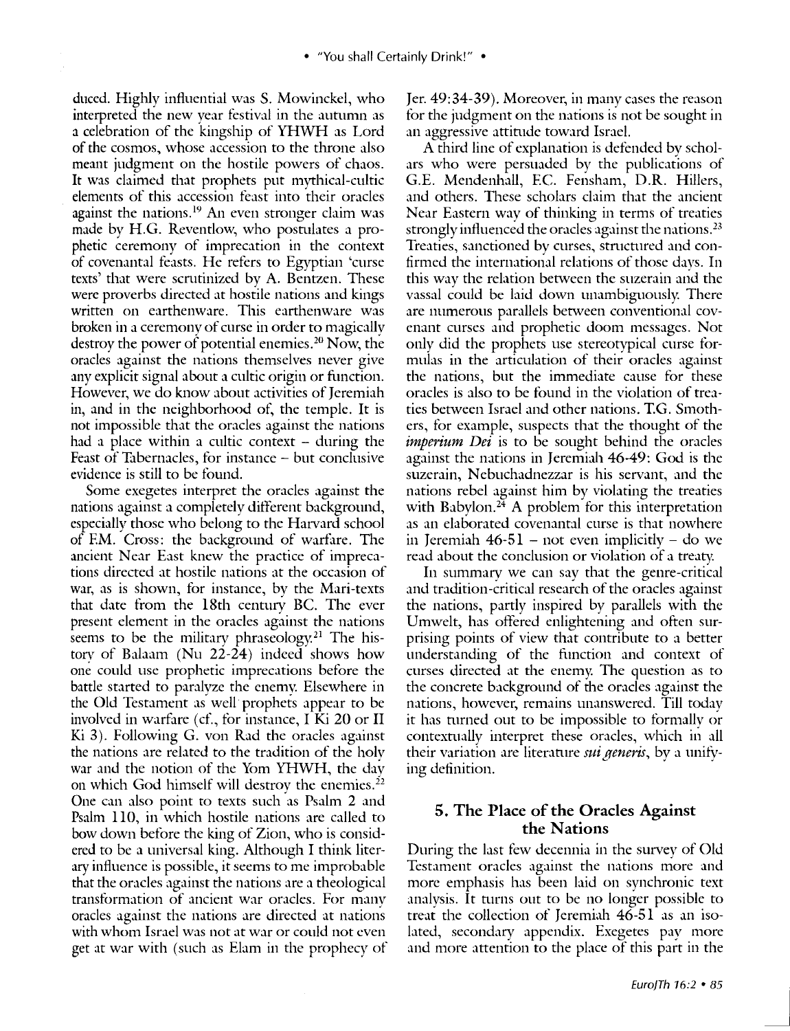duced. Highly influential was S. Mowinckel, who interpreted the new year festival in the autumn as a celebration of the kingship of YHWH as Lord of the cosmos, whose accession to the throne also meant judgment on the hostile powers of chaos. It was claimed that prophets put mythical-cultic elements of this accession feast into their oracles against the nations.[19] An even stronger claim was made by H.G. Reventlow, who postulates a prophetic ceremony of imprecation in the context of covenantal feasts. He refers to Egyptian 'curse texts' that were scrutinized by A. Bentzen. These were proverbs directed at hostile nations and kings written on earthenware. This earthenware was broken in a ceremony of curse in order to magically destroy the power of potential enemies.[20] Now, the oracles against the nations themselves never give any explicit signal about a cultic origin or function. However, we do know about activities of Jeremiah in, and in the neighborhood of, the temple. It is not impossible that the oracles against the nations had a place within a cultic context – during the Feast of Tabernacles, for instance – but conclusive evidence is still to be found.

Some exegetes interpret the oracles against the nations against a completely different background, especially those who belong to the Harvard school of F.M. Cross: the background of warfare. The ancient Near East knew the practice of imprecations directed at hostile nations at the occasion of war, as is shown, for instance, by the Mari-texts that date from the 18th century BC. The ever present element in the oracles against the nations seems to be the military phraseology.[21] The history of Balaam (Nu 22-24) indeed shows how one could use prophetic imprecations before the battle started to paralyze the enemy. Elsewhere in the Old Testament as well prophets appear to be involved in warfare (cf., for instance, I Ki 20 or II Ki 3). Following G. von Rad the oracles against the nations are related to the tradition of the holy war and the notion of the Yom YHWH, the day on which God himself will destroy the enemies.[22] One can also point to texts such as Psalm 2 and Psalm 110, in which hostile nations are called to bow down before the king of Zion, who is considered to be a universal king. Although I think literary influence is possible, it seems to me improbable that the oracles against the nations are a theological transformation of ancient war oracles. For many oracles against the nations are directed at nations with whom Israel was not at war or could not even get at war with (such as Elam in the prophecy of Jer. 49:34-39). Moreover, in many cases the reason for the judgment on the nations is not be sought in an aggressive attitude toward Israel.

A third line of explanation is defended by scholars who were persuaded by the publications of G.E. Mendenhall, F.C. Fensham, D.R. Hillers, and others. These scholars claim that the ancient Near Eastern way of thinking in terms of treaties strongly influenced the oracles against the nations.[23] Treaties, sanctioned by curses, structured and confirmed the international relations of those days. In this way the relation between the suzerain and the vassal could be laid down unambiguously. There are numerous parallels between conventional covenant curses and prophetic doom messages. Not only did the prophets use stereotypical curse formulas in the articulation of their oracles against the nations, but the immediate cause for these oracles is also to be found in the violation of treaties between Israel and other nations. T.G. Smothers, for example, suspects that the thought of the *imperium Dei* is to be sought behind the oracles against the nations in Jeremiah 46-49: God is the suzerain, Nebuchadnezzar is his servant, and the nations rebel against him by violating the treaties with Babylon.[24] A problem for this interpretation as an elaborated covenantal curse is that nowhere in Jeremiah 46-51 – not even implicitly – do we read about the conclusion or violation of a treaty.

In summary we can say that the genre-critical and tradition-critical research of the oracles against the nations, partly inspired by parallels with the Umwelt, has offered enlightening and often surprising points of view that contribute to a better understanding of the function and context of curses directed at the enemy. The question as to the concrete background of the oracles against the nations, however, remains unanswered. Till today it has turned out to be impossible to formally or contextually interpret these oracles, which in all their variation are literature *sui generis*, by a unifying definition.

## 5. The Place of the Oracles Against the Nations

During the last few decennia in the survey of Old Testament oracles against the nations more and more emphasis has been laid on synchronic text analysis. It turns out to be no longer possible to treat the collection of Jeremiah 46-51 as an isolated, secondary appendix. Exegetes pay more and more attention to the place of this part in the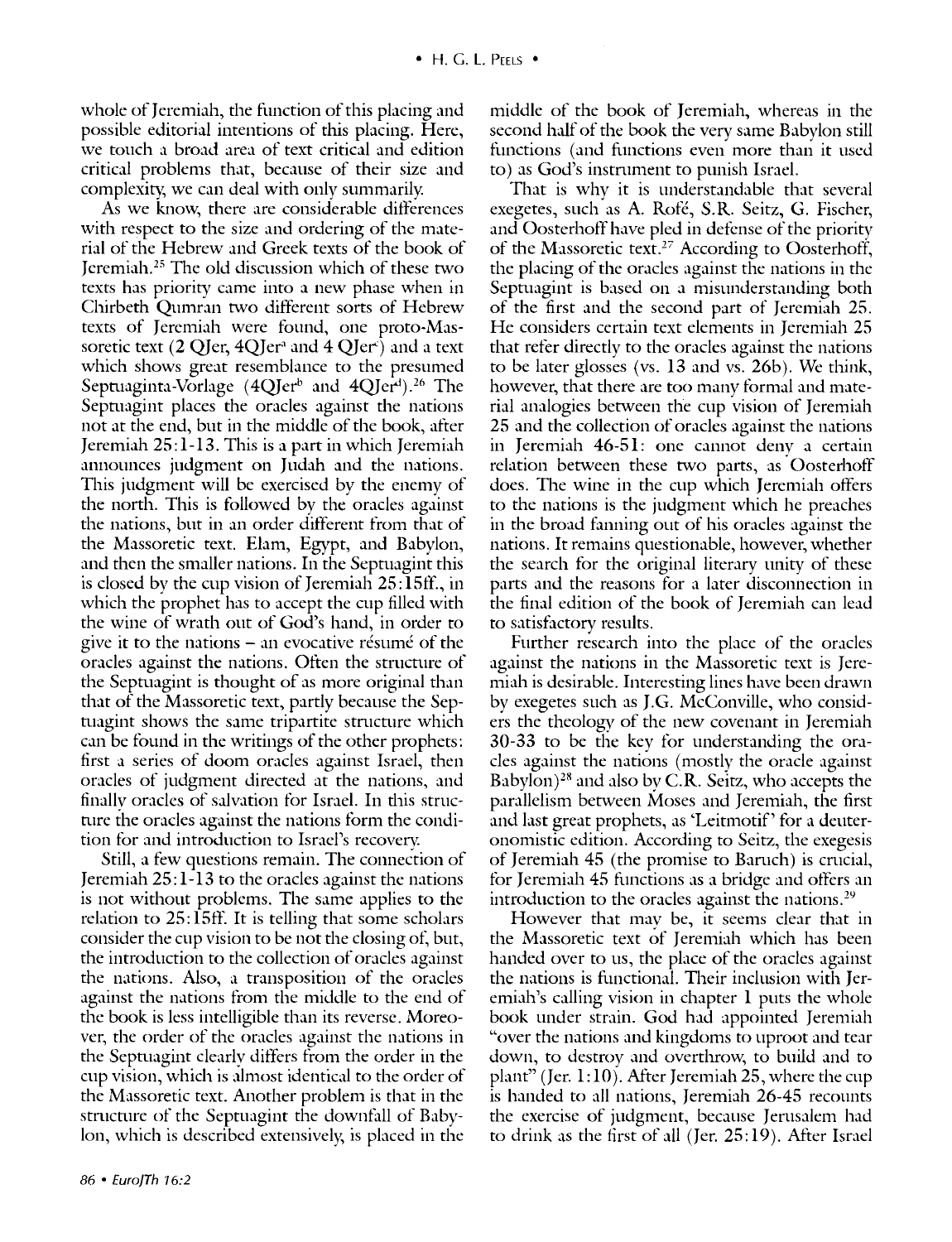whole of Jeremiah, the function of this placing and possible editorial intentions of this placing. Here, we touch a broad area of text critical and edition critical problems that, because of their size and complexity, we can deal with only summarily.

As we know, there are considerable differences with respect to the size and ordering of the material of the Hebrew and Greek texts of the book of Jeremiah.[25] The old discussion which of these two texts has priority came into a new phase when in Chirbeth Qumran two different sorts of Hebrew texts of Jeremiah were found, one proto-Massoretic text (2 QJer, 4QJer[a] and 4 QJer[c]) and a text which shows great resemblance to the presumed Septuaginta-Vorlage (4QJer[b] and 4QJer[d]).[26] The Septuagint places the oracles against the nations not at the end, but in the middle of the book, after Jeremiah 25:1-13. This is a part in which Jeremiah announces judgment on Judah and the nations. This judgment will be exercised by the enemy of the north. This is followed by the oracles against the nations, but in an order different from that of the Massoretic text. Elam, Egypt, and Babylon, and then the smaller nations. In the Septuagint this is closed by the cup vision of Jeremiah 25:15ff., in which the prophet has to accept the cup filled with the wine of wrath out of God's hand, in order to give it to the nations – an evocative résumé of the oracles against the nations. Often the structure of the Septuagint is thought of as more original than that of the Massoretic text, partly because the Septuagint shows the same tripartite structure which can be found in the writings of the other prophets: first a series of doom oracles against Israel, then oracles of judgment directed at the nations, and finally oracles of salvation for Israel. In this structure the oracles against the nations form the condition for and introduction to Israel's recovery.

Still, a few questions remain. The connection of Jeremiah 25:1-13 to the oracles against the nations is not without problems. The same applies to the relation to 25:15ff. It is telling that some scholars consider the cup vision to be not the closing of, but, the introduction to the collection of oracles against the nations. Also, a transposition of the oracles against the nations from the middle to the end of the book is less intelligible than its reverse. Moreover, the order of the oracles against the nations in the Septuagint clearly differs from the order in the cup vision, which is almost identical to the order of the Massoretic text. Another problem is that in the structure of the Septuagint the downfall of Babylon, which is described extensively, is placed in the middle of the book of Jeremiah, whereas in the second half of the book the very same Babylon still functions (and functions even more than it used to) as God's instrument to punish Israel.

That is why it is understandable that several exegetes, such as A. Rofé, S.R. Seitz, G. Fischer, and Oosterhoff have pled in defense of the priority of the Massoretic text.[27] According to Oosterhoff, the placing of the oracles against the nations in the Septuagint is based on a misunderstanding both of the first and the second part of Jeremiah 25. He considers certain text elements in Jeremiah 25 that refer directly to the oracles against the nations to be later glosses (vs. 13 and vs. 26b). We think, however, that there are too many formal and material analogies between the cup vision of Jeremiah 25 and the collection of oracles against the nations in Jeremiah 46-51: one cannot deny a certain relation between these two parts, as Oosterhoff does. The wine in the cup which Jeremiah offers to the nations is the judgment which he preaches in the broad fanning out of his oracles against the nations. It remains questionable, however, whether the search for the original literary unity of these parts and the reasons for a later disconnection in the final edition of the book of Jeremiah can lead to satisfactory results.

Further research into the place of the oracles against the nations in the Massoretic text is Jeremiah is desirable. Interesting lines have been drawn by exegetes such as J.G. McConville, who considers the theology of the new covenant in Jeremiah 30-33 to be the key for understanding the oracles against the nations (mostly the oracle against Babylon)[28] and also by C.R. Seitz, who accepts the parallelism between Moses and Jeremiah, the first and last great prophets, as 'Leitmotif' for a deuteronomistic edition. According to Seitz, the exegesis of Jeremiah 45 (the promise to Baruch) is crucial, for Jeremiah 45 functions as a bridge and offers an introduction to the oracles against the nations.[29]

However that may be, it seems clear that in the Massoretic text of Jeremiah which has been handed over to us, the place of the oracles against the nations is functional. Their inclusion with Jeremiah's calling vision in chapter 1 puts the whole book under strain. God had appointed Jeremiah "over the nations and kingdoms to uproot and tear down, to destroy and overthrow, to build and to plant" (Jer. 1:10). After Jeremiah 25, where the cup is handed to all nations, Jeremiah 26-45 recounts the exercise of judgment, because Jerusalem had to drink as the first of all (Jer. 25:19). After Israel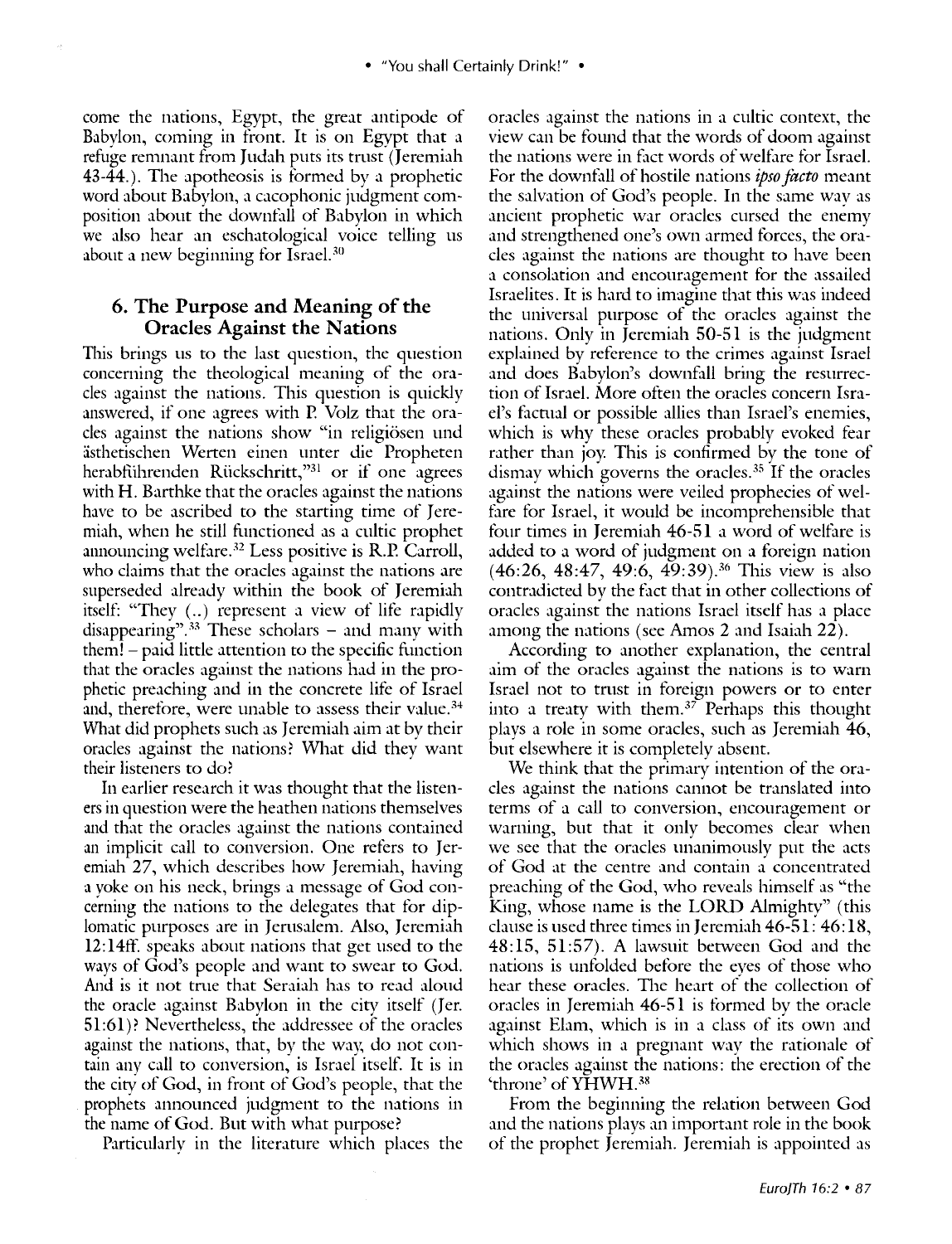come the nations, Egypt, the great antipode of Babylon, coming in front. It is on Egypt that a refuge remnant from Judah puts its trust (Jeremiah 43-44.). The apotheosis is formed by a prophetic word about Babylon, a cacophonic judgment composition about the downfall of Babylon in which we also hear an eschatological voice telling us about a new beginning for Israel.[30]

## 6. The Purpose and Meaning of the Oracles Against the Nations

This brings us to the last question, the question concerning the theological meaning of the oracles against the nations. This question is quickly answered, if one agrees with P. Volz that the oracles against the nations show "in religiösen und ästhetischen Werten einen unter die Propheten herabführenden Rückschritt,"[31] or if one agrees with H. Barthke that the oracles against the nations have to be ascribed to the starting time of Jeremiah, when he still functioned as a cultic prophet announcing welfare.[32] Less positive is R.P. Carroll, who claims that the oracles against the nations are superseded already within the book of Jeremiah itself: "They (..) represent a view of life rapidly disappearing".[33] These scholars – and many with them! – paid little attention to the specific function that the oracles against the nations had in the prophetic preaching and in the concrete life of Israel and, therefore, were unable to assess their value.[34] What did prophets such as Jeremiah aim at by their oracles against the nations? What did they want their listeners to do?

In earlier research it was thought that the listeners in question were the heathen nations themselves and that the oracles against the nations contained an implicit call to conversion. One refers to Jeremiah 27, which describes how Jeremiah, having a yoke on his neck, brings a message of God concerning the nations to the delegates that for diplomatic purposes are in Jerusalem. Also, Jeremiah 12:14ff. speaks about nations that get used to the ways of God's people and want to swear to God. And is it not true that Seraiah has to read aloud the oracle against Babylon in the city itself (Jer. 51:61)? Nevertheless, the addressee of the oracles against the nations, that, by the way, do not contain any call to conversion, is Israel itself. It is in the city of God, in front of God's people, that the prophets announced judgment to the nations in the name of God. But with what purpose?

Particularly in the literature which places the oracles against the nations in a cultic context, the view can be found that the words of doom against the nations were in fact words of welfare for Israel. For the downfall of hostile nations *ipso facto* meant the salvation of God's people. In the same way as ancient prophetic war oracles cursed the enemy and strengthened one's own armed forces, the oracles against the nations are thought to have been a consolation and encouragement for the assailed Israelites. It is hard to imagine that this was indeed the universal purpose of the oracles against the nations. Only in Jeremiah 50-51 is the judgment explained by reference to the crimes against Israel and does Babylon's downfall bring the resurrection of Israel. More often the oracles concern Israel's factual or possible allies than Israel's enemies, which is why these oracles probably evoked fear rather than joy. This is confirmed by the tone of dismay which governs the oracles.[35] If the oracles against the nations were veiled prophecies of welfare for Israel, it would be incomprehensible that four times in Jeremiah 46-51 a word of welfare is added to a word of judgment on a foreign nation (46:26, 48:47, 49:6, 49:39).[36] This view is also contradicted by the fact that in other collections of oracles against the nations Israel itself has a place among the nations (see Amos 2 and Isaiah 22).

According to another explanation, the central aim of the oracles against the nations is to warn Israel not to trust in foreign powers or to enter into a treaty with them.[37] Perhaps this thought plays a role in some oracles, such as Jeremiah 46, but elsewhere it is completely absent.

We think that the primary intention of the oracles against the nations cannot be translated into terms of a call to conversion, encouragement or warning, but that it only becomes clear when we see that the oracles unanimously put the acts of God at the centre and contain a concentrated preaching of the God, who reveals himself as "the King, whose name is the LORD Almighty" (this clause is used three times in Jeremiah 46-51: 46:18, 48:15, 51:57). A lawsuit between God and the nations is unfolded before the eyes of those who hear these oracles. The heart of the collection of oracles in Jeremiah 46-51 is formed by the oracle against Elam, which is in a class of its own and which shows in a pregnant way the rationale of the oracles against the nations: the erection of the 'throne' of YHWH.[38]

From the beginning the relation between God and the nations plays an important role in the book of the prophet Jeremiah. Jeremiah is appointed as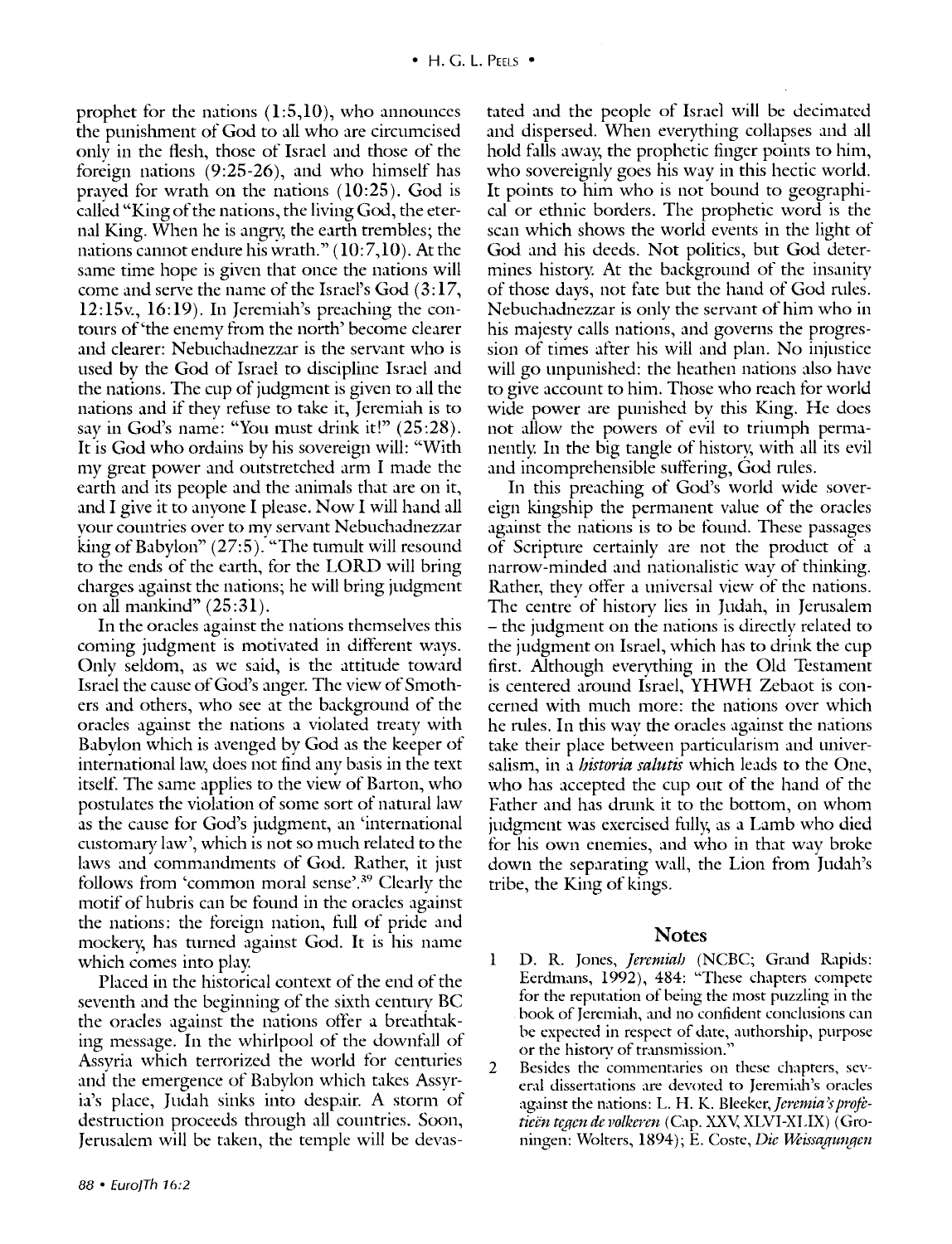prophet for the nations (1:5,10), who announces the punishment of God to all who are circumcised only in the flesh, those of Israel and those of the foreign nations (9:25-26), and who himself has prayed for wrath on the nations (10:25). God is called "King of the nations, the living God, the eternal King. When he is angry, the earth trembles; the nations cannot endure his wrath." (10:7,10). At the same time hope is given that once the nations will come and serve the name of the Israel's God (3:17, 12:15v., 16:19). In Jeremiah's preaching the contours of 'the enemy from the north' become clearer and clearer: Nebuchadnezzar is the servant who is used by the God of Israel to discipline Israel and the nations. The cup of judgment is given to all the nations and if they refuse to take it, Jeremiah is to say in God's name: "You must drink it!" (25:28). It is God who ordains by his sovereign will: "With my great power and outstretched arm I made the earth and its people and the animals that are on it, and I give it to anyone I please. Now I will hand all your countries over to my servant Nebuchadnezzar king of Babylon" (27:5). "The tumult will resound to the ends of the earth, for the LORD will bring charges against the nations; he will bring judgment on all mankind" (25:31).

In the oracles against the nations themselves this coming judgment is motivated in different ways. Only seldom, as we said, is the attitude toward Israel the cause of God's anger. The view of Smothers and others, who see at the background of the oracles against the nations a violated treaty with Babylon which is avenged by God as the keeper of international law, does not find any basis in the text itself. The same applies to the view of Barton, who postulates the violation of some sort of natural law as the cause for God's judgment, an 'international customary law', which is not so much related to the laws and commandments of God. Rather, it just follows from 'common moral sense'.[39] Clearly the motif of hubris can be found in the oracles against the nations: the foreign nation, full of pride and mockery, has turned against God. It is his name which comes into play.

Placed in the historical context of the end of the seventh and the beginning of the sixth century BC the oracles against the nations offer a breathtaking message. In the whirlpool of the downfall of Assyria which terrorized the world for centuries and the emergence of Babylon which takes Assyria's place, Judah sinks into despair. A storm of destruction proceeds through all countries. Soon, Jerusalem will be taken, the temple will be devastated and the people of Israel will be decimated and dispersed. When everything collapses and all hold falls away, the prophetic finger points to him, who sovereignly goes his way in this hectic world. It points to him who is not bound to geographical or ethnic borders. The prophetic word is the scan which shows the world events in the light of God and his deeds. Not politics, but God determines history. At the background of the insanity of those days, not fate but the hand of God rules. Nebuchadnezzar is only the servant of him who in his majesty calls nations, and governs the progression of times after his will and plan. No injustice will go unpunished: the heathen nations also have to give account to him. Those who reach for world wide power are punished by this King. He does not allow the powers of evil to triumph permanently. In the big tangle of history, with all its evil and incomprehensible suffering, God rules.

In this preaching of God's world wide sovereign kingship the permanent value of the oracles against the nations is to be found. These passages of Scripture certainly are not the product of a narrow-minded and nationalistic way of thinking. Rather, they offer a universal view of the nations. The centre of history lies in Judah, in Jerusalem – the judgment on the nations is directly related to the judgment on Israel, which has to drink the cup first. Although everything in the Old Testament is centered around Israel, YHWH Zebaot is concerned with much more: the nations over which he rules. In this way the oracles against the nations take their place between particularism and universalism, in a *historia salutis* which leads to the One, who has accepted the cup out of the hand of the Father and has drunk it to the bottom, on whom judgment was exercised fully, as a Lamb who died for his own enemies, and who in that way broke down the separating wall, the Lion from Judah's tribe, the King of kings.

## Notes

1. D. R. Jones, *Jeremiah* (NCBC; Grand Rapids: Eerdmans, 1992), 484: "These chapters compete for the reputation of being the most puzzling in the book of Jeremiah, and no confident conclusions can be expected in respect of date, authorship, purpose or the history of transmission."
2. Besides the commentaries on these chapters, several dissertations are devoted to Jeremiah's oracles against the nations: L. H. K. Bleeker, *Jeremia's profetieën tegen de volkeren* (Cap. XXV, XLVI-XLIX) (Groningen: Wolters, 1894); E. Coste, *Die Weissagungen*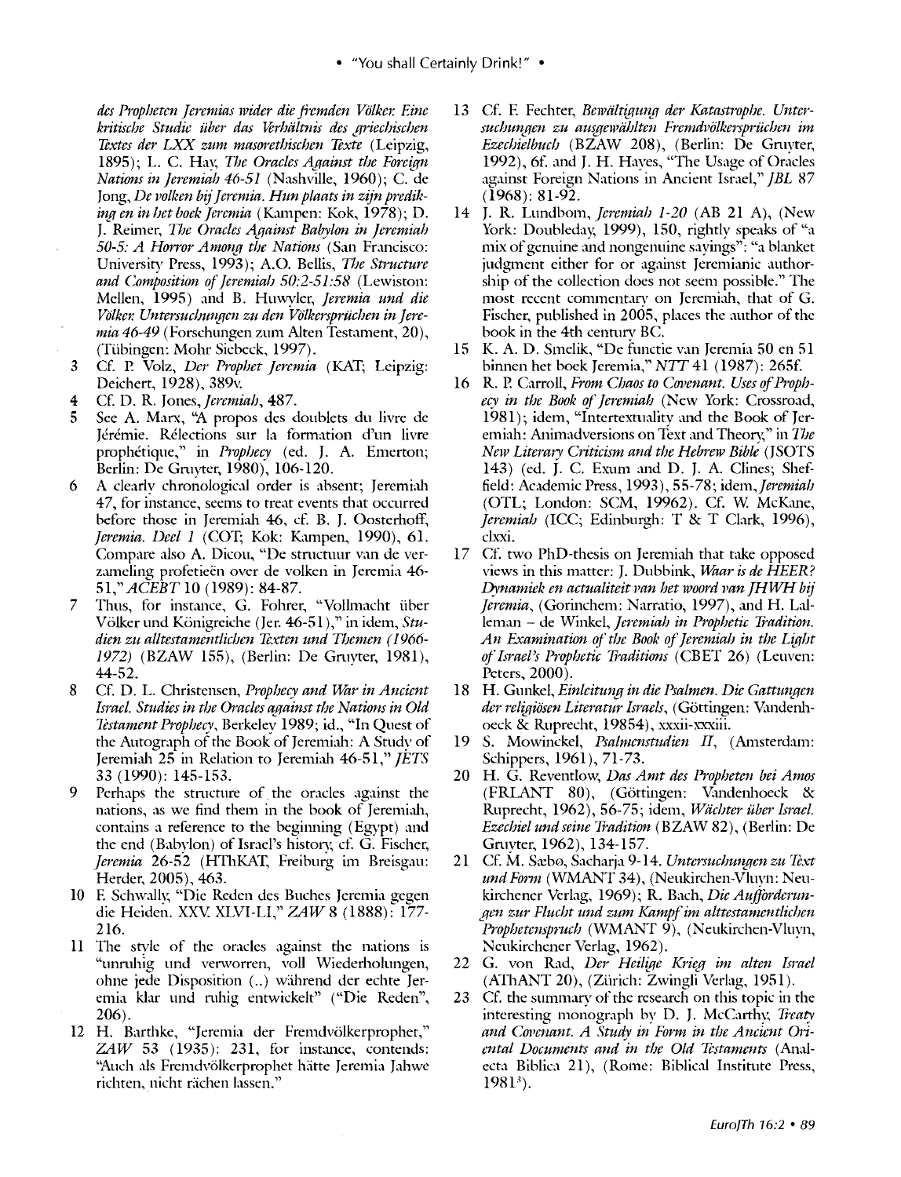*des Propheten Jeremias wider die fremden Völker. Eine kritische Studie über das Verhältnis des griechischen Textes der LXX zum masorethischen Texte* (Leipzig, 1895); L. C. Hay, *The Oracles Against the Foreign Nations in Jeremiah 46-51* (Nashville, 1960); C. de Jong, *De volken bij Jeremia. Hun plaats in zijn prediking en in het boek Jeremia* (Kampen: Kok, 1978); D. J. Reimer, *The Oracles Against Babylon in Jeremiah 50-5: A Horror Among the Nations* (San Francisco: University Press, 1993); A.O. Bellis, *The Structure and Composition of Jeremiah 50:2-51:58* (Lewiston: Mellen, 1995) and B. Huwyler, *Jeremia und die Völker. Untersuchungen zu den Völkersprüchen in Jeremia 46-49* (Forschungen zum Alten Testament, 20), (Tübingen: Mohr Siebeck, 1997).

3 Cf. P. Volz, *Der Prophet Jeremia* (KAT; Leipzig: Deichert, 1928), 389v.

4 Cf. D. R. Jones, *Jeremiah*, 487.

5 See A. Marx, "A propos des doublets du livre de Jérémie. Rélections sur la formation d'un livre prophétique," in *Prophecy* (ed. J. A. Emerton; Berlin: De Gruyter, 1980), 106-120.

6 A clearly chronological order is absent; Jeremiah 47, for instance, seems to treat events that occurred before those in Jeremiah 46, cf. B. J. Oosterhoff, *Jeremia. Deel 1* (COT; Kok: Kampen, 1990), 61. Compare also A. Dicou, "De structuur van de verzameling profetieën over de volken in Jeremia 46-51," *ACEBT* 10 (1989): 84-87.

7 Thus, for instance, G. Fohrer, "Vollmacht über Völker und Königreiche (Jer. 46-51)," in idem, *Studien zu alttestamentlichen Texten und Themen (1966-1972)* (BZAW 155), (Berlin: De Gruyter, 1981), 44-52.

8 Cf. D. L. Christensen, *Prophecy and War in Ancient Israel. Studies in the Oracles against the Nations in Old Testament Prophecy*, Berkeley 1989; id., "In Quest of the Autograph of the Book of Jeremiah: A Study of Jeremiah 25 in Relation to Jeremiah 46-51," *JETS* 33 (1990): 145-153.

9 Perhaps the structure of the oracles against the nations, as we find them in the book of Jeremiah, contains a reference to the beginning (Egypt) and the end (Babylon) of Israel's history, cf. G. Fischer, *Jeremia* 26-52 (HThKAT, Freiburg im Breisgau: Herder, 2005), 463.

10 F. Schwally, "Die Reden des Buches Jeremia gegen die Heiden. XXV. XLVI-LI," *ZAW* 8 (1888): 177-216.

11 The style of the oracles against the nations is "unruhig und verworren, voll Wiederholungen, ohne jede Disposition (..) während der echte Jeremia klar und ruhig entwickelt" ("Die Reden", 206).

12 H. Barthke, "Jeremia der Fremdvölkerprophet," *ZAW* 53 (1935): 231, for instance, contends: "Auch als Fremdvölkerprophet hätte Jeremia Jahwe richten, nicht rächen lassen."

13 Cf. F. Fechter, *Bewältigung der Katastrophe. Untersuchungen zu ausgewählten Fremdvölkersprüchen im Ezechielbuch* (BZAW 208), (Berlin: De Gruyter, 1992), 6f. and J. H. Hayes, "The Usage of Oracles against Foreign Nations in Ancient Israel," *JBL* 87 (1968): 81-92.

14 J. R. Lundbom, *Jeremiah 1-20* (AB 21 A), (New York: Doubleday, 1999), 150, rightly speaks of "a mix of genuine and nongenuine sayings": "a blanket judgment either for or against Jeremianic authorship of the collection does not seem possible." The most recent commentary on Jeremiah, that of G. Fischer, published in 2005, places the author of the book in the 4th century BC.

15 K. A. D. Smelik, "De functie van Jeremia 50 en 51 binnen het boek Jeremia," *NTT* 41 (1987): 265f.

16 R. P. Carroll, *From Chaos to Covenant. Uses of Prophecy in the Book of Jeremiah* (New York: Crossroad, 1981); idem, "Intertextuality and the Book of Jeremiah: Animadversions on Text and Theory," in *The New Literary Criticism and the Hebrew Bible* (JSOTS 143) (ed. J. C. Exum and D. J. A. Clines; Sheffield: Academic Press, 1993), 55-78; idem, *Jeremiah* (OTL; London: SCM, 19962). Cf. W. McKane, *Jeremiah* (ICC; Edinburgh: T & T Clark, 1996), clxxi.

17 Cf. two PhD-thesis on Jeremiah that take opposed views in this matter: J. Dubbink, *Waar is de HEER? Dynamiek en actualiteit van het woord van JHWH bij Jeremia*, (Gorinchem: Narratio, 1997), and H. Lalleman – de Winkel, *Jeremiah in Prophetic Tradition. An Examination of the Book of Jeremiah in the Light of Israel's Prophetic Traditions* (CBET 26) (Leuven: Peters, 2000).

18 H. Gunkel, *Einleitung in die Psalmen. Die Gattungen der religiösen Literatur Israels*, (Göttingen: Vandenhoeck & Ruprecht, 19854), xxxii-xxxiii.

19 S. Mowinckel, *Psalmenstudien II*, (Amsterdam: Schippers, 1961), 71-73.

20 H. G. Reventlow, *Das Amt des Propheten bei Amos* (FRLANT 80), (Göttingen: Vandenhoeck & Ruprecht, 1962), 56-75; idem, *Wächter über Israel. Ezechiel und seine Tradition* (BZAW 82), (Berlin: De Gruyter, 1962), 134-157.

21 Cf. M. Sæbo, Sacharja 9-14. *Untersuchungen zu Text und Form* (WMANT 34), (Neukirchen-Vluyn: Neukirchener Verlag, 1969); R. Bach, *Die Aufforderungen zur Flucht und zum Kampf im alttestamentlichen Prophetenspruch* (WMANT 9), (Neukirchen-Vluyn, Neukirchener Verlag, 1962).

22 G. von Rad, *Der Heilige Krieg im alten Israel* (AThANT 20), (Zürich: Zwingli Verlag, 1951).

23 Cf. the summary of the research on this topic in the interesting monograph by D. J. McCarthy, *Treaty and Covenant. A Study in Form in the Ancient Oriental Documents and in the Old Testaments* (Analecta Biblica 21), (Rome: Biblical Institute Press, 1981[3]).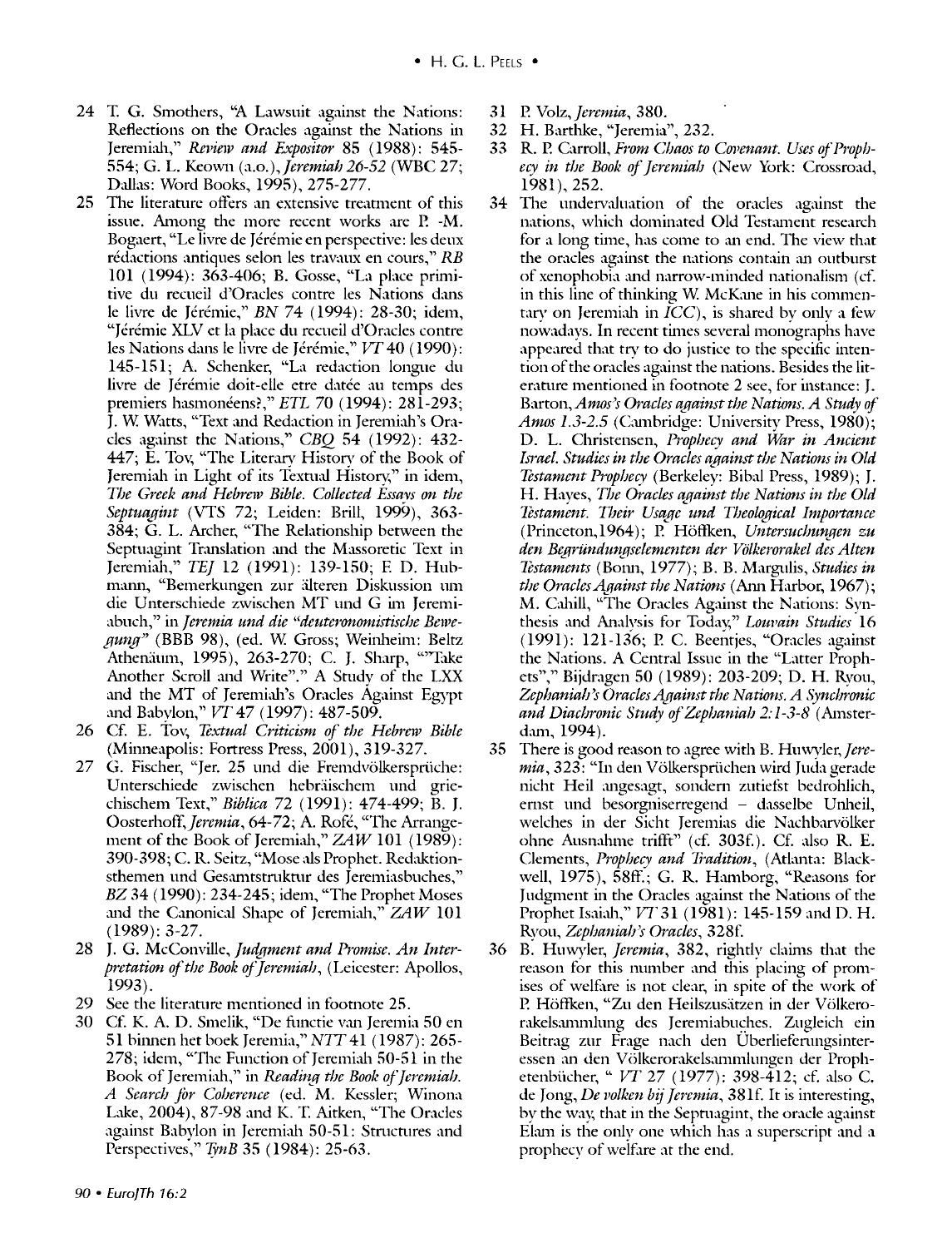24 T. G. Smothers, "A Lawsuit against the Nations: Reflections on the Oracles against the Nations in Jeremiah," *Review and Expositor* 85 (1988): 545-554; G. L. Keown (a.o.), *Jeremiah 26-52* (WBC 27; Dallas: Word Books, 1995), 275-277.

25 The literature offers an extensive treatment of this issue. Among the more recent works are P. -M. Bogaert, "Le livre de Jérémie en perspective: les deux rédactions antiques selon les travaux en cours," *RB* 101 (1994): 363-406; B. Gosse, "La place primitive du recueil d'Oracles contre les Nations dans le livre de Jérémie," *BN* 74 (1994): 28-30; idem, "Jérémie XLV et la place du recueil d'Oracles contre les Nations dans le livre de Jérémie," *VT* 40 (1990): 145-151; A. Schenker, "La redaction longue du livre de Jérémie doit-elle etre datée au temps des premiers hasmonéens?," *ETL* 70 (1994): 281-293; J. W. Watts, "Text and Redaction in Jeremiah's Oracles against the Nations," *CBQ* 54 (1992): 432-447; E. Tov, "The Literary History of the Book of Jeremiah in Light of its Textual History," in idem, *The Greek and Hebrew Bible. Collected Essays on the Septuagint* (VTS 72; Leiden: Brill, 1999), 363-384; G. L. Archer, "The Relationship between the Septuagint Translation and the Massoretic Text in Jeremiah," *TEJ* 12 (1991): 139-150; F. D. Hubmann, "Bemerkungen zur älteren Diskussion um die Unterschiede zwischen MT und G im Jeremiabuch," in *Jeremia und die "deuteronomistische Bewegung"* (BBB 98), (ed. W. Gross; Weinheim: Beltz Athenäum, 1995), 263-270; C. J. Sharp, ""Take Another Scroll and Write"." A Study of the LXX and the MT of Jeremiah's Oracles Against Egypt and Babylon," *VT* 47 (1997): 487-509.

26 Cf. E. Tov, *Textual Criticism of the Hebrew Bible* (Minneapolis: Fortress Press, 2001), 319-327.

27 G. Fischer, "Jer. 25 und die Fremdvölkersprüche: Unterschiede zwischen hebräischem und griechischem Text," *Biblica* 72 (1991): 474-499; B. J. Oosterhoff, *Jeremia*, 64-72; A. Rofé, "The Arrangement of the Book of Jeremiah," *ZAW* 101 (1989): 390-398; C. R. Seitz, "Mose als Prophet. Redaktionsthemen und Gesamtstruktur des Jeremiasbuches," *BZ* 34 (1990): 234-245; idem, "The Prophet Moses and the Canonical Shape of Jeremiah," *ZAW* 101 (1989): 3-27.

28 J. G. McConville, *Judgment and Promise. An Interpretation of the Book of Jeremiah*, (Leicester: Apollos, 1993).

29 See the literature mentioned in footnote 25.

30 Cf. K. A. D. Smelik, "De functie van Jeremia 50 en 51 binnen het boek Jeremia," *NTT* 41 (1987): 265-278; idem, "The Function of Jeremiah 50-51 in the Book of Jeremiah," in *Reading the Book of Jeremiah. A Search for Coherence* (ed. M. Kessler; Winona Lake, 2004), 87-98 and K. T. Aitken, "The Oracles against Babylon in Jeremiah 50-51: Structures and Perspectives," *TynB* 35 (1984): 25-63.

31 P. Volz, *Jeremia*, 380.

32 H. Barthke, "Jeremia", 232.

33 R. P. Carroll, *From Chaos to Covenant. Uses of Prophecy in the Book of Jeremiah* (New York: Crossroad, 1981), 252.

34 The undervaluation of the oracles against the nations, which dominated Old Testament research for a long time, has come to an end. The view that the oracles against the nations contain an outburst of xenophobia and narrow-minded nationalism (cf. in this line of thinking W. McKane in his commentary on Jeremiah in *ICC*), is shared by only a few nowadays. In recent times several monographs have appeared that try to do justice to the specific intention of the oracles against the nations. Besides the literature mentioned in footnote 2 see, for instance: J. Barton, *Amos's Oracles against the Nations. A Study of Amos 1.3-2.5* (Cambridge: University Press, 1980); D. L. Christensen, *Prophecy and War in Ancient Israel. Studies in the Oracles against the Nations in Old Testament Prophecy* (Berkeley: Bibal Press, 1989); J. H. Hayes, *The Oracles against the Nations in the Old Testament. Their Usage und Theological Importance* (Princeton,1964); P. Höffken, *Untersuchungen zu den Begründungselementen der Völkerorakel des Alten Testaments* (Bonn, 1977); B. B. Margulis, *Studies in the Oracles Against the Nations* (Ann Harbor, 1967); M. Cahill, "The Oracles Against the Nations: Synthesis and Analysis for Today," *Louvain Studies* 16 (1991): 121-136; P. C. Beentjes, "Oracles against the Nations. A Central Issue in the "Latter Prophets"," Bijdragen 50 (1989): 203-209; D. H. Ryou, *Zephaniah's Oracles Against the Nations. A Synchronic and Diachronic Study of Zephaniah 2:1-3-8* (Amsterdam, 1994).

35 There is good reason to agree with B. Huwyler, *Jeremia*, 323: "In den Völkersprüchen wird Juda gerade nicht Heil angesagt, sondern zutiefst bedrohlich, ernst und besorgniserregend – dasselbe Unheil, welches in der Sicht Jeremias die Nachbarvölker ohne Ausnahme trifft" (cf. 303f.). Cf. also R. E. Clements, *Prophecy and Tradition*, (Atlanta: Blackwell, 1975), 58ff.; G. R. Hamborg, "Reasons for Judgment in the Oracles against the Nations of the Prophet Isaiah," *VT* 31 (1981): 145-159 and D. H. Ryou, *Zephaniah's Oracles*, 328f.

36 B. Huwyler, *Jeremia*, 382, rightly claims that the reason for this number and this placing of promises of welfare is not clear, in spite of the work of P. Höffken, "Zu den Heilszusätzen in der Völkerorakelsammlung des Jeremiabuches. Zugleich ein Beitrag zur Frage nach den Überlieferungsinteressen an den Völkerorakelsammlungen der Prophetenbücher, " *VT* 27 (1977): 398-412; cf. also C. de Jong, *De volken bij Jeremia*, 381f. It is interesting, by the way, that in the Septuagint, the oracle against Elam is the only one which has a superscript and a prophecy of welfare at the end.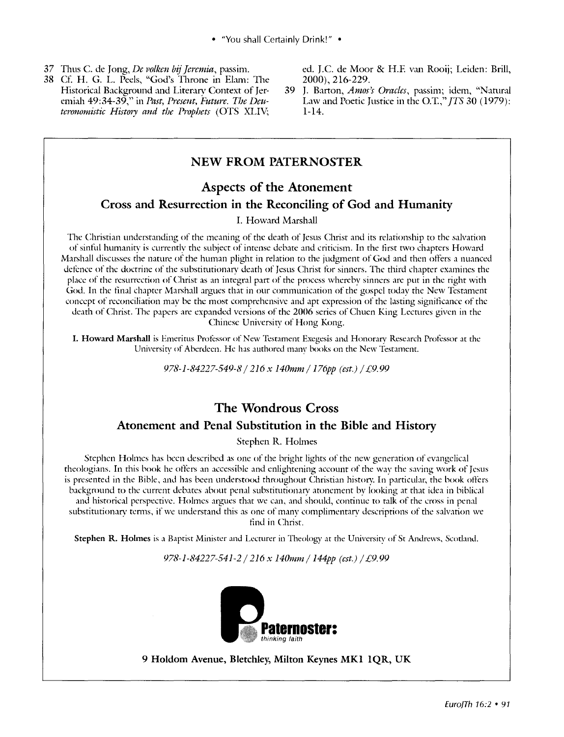37 Thus C. de Jong, *De volken bij Jeremia*, passim.

38 Cf. H. G. L. Peels, "God's Throne in Elam: The Historical Background and Literary Context of Jeremiah 49:34-39," in *Past, Present, Future. The Deuteronomistic History and the Prophets* (OTS XLIV; ed. J.C. de Moor & H.F. van Rooij; Leiden: Brill, 2000), 216-229.

39 J. Barton, *Amos's Oracles*, passim; idem, "Natural Law and Poetic Justice in the O.T.," *JTS* 30 (1979): 1-14.

## NEW FROM PATERNOSTER

### Aspects of the Atonement

#### Cross and Resurrection in the Reconciling of God and Humanity

I. Howard Marshall

The Christian understanding of the meaning of the death of Jesus Christ and its relationship to the salvation of sinful humanity is currently the subject of intense debate and criticism. In the first two chapters Howard Marshall discusses the nature of the human plight in relation to the judgment of God and then offers a nuanced defence of the doctrine of the substitutionary death of Jesus Christ for sinners. The third chapter examines the place of the resurrection of Christ as an integral part of the process whereby sinners are put in the right with God. In the final chapter Marshall argues that in our communication of the gospel today the New Testament concept of reconciliation may be the most comprehensive and apt expression of the lasting significance of the death of Christ. The papers are expanded versions of the 2006 series of Chuen King Lectures given in the Chinese University of Hong Kong.

**I. Howard Marshall** is Emeritus Professor of New Testament Exegesis and Honorary Research Professor at the University of Aberdeen. He has authored many books on the New Testament.

*978-1-84227-549-8 / 216 x 140mm / 176pp (est.) / £9.99*

### The Wondrous Cross

#### Atonement and Penal Substitution in the Bible and History

Stephen R. Holmes

Stephen Holmes has been described as one of the bright lights of the new generation of evangelical theologians. In this book he offers an accessible and enlightening account of the way the saving work of Jesus is presented in the Bible, and has been understood throughout Christian history. In particular, the book offers background to the current debates about penal substitutionary atonement by looking at that idea in biblical and historical perspective. Holmes argues that we can, and should, continue to talk of the cross in penal substitutionary terms, if we understand this as one of many complimentary descriptions of the salvation we find in Christ.

**Stephen R. Holmes** is a Baptist Minister and Lecturer in Theology at the University of St Andrews, Scotland.

*978-1-84227-541-2 / 216 x 140mm / 144pp (est.) / £9.99*

Paternoster: *thinking faith*

**9 Holdom Avenue, Bletchley, Milton Keynes MK1 1QR, UK**